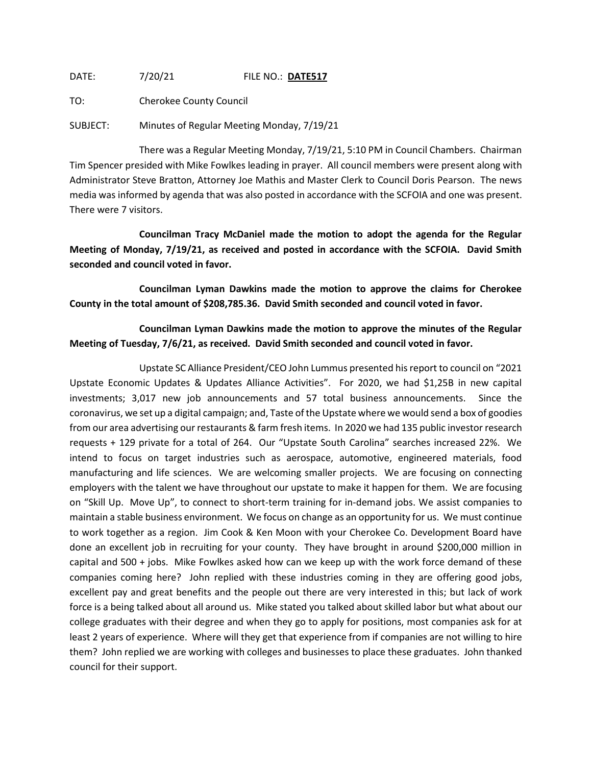DATE: 7/20/21 FILE NO.: **DATE517**

TO: Cherokee County Council

SUBJECT: Minutes of Regular Meeting Monday, 7/19/21

There was a Regular Meeting Monday, 7/19/21, 5:10 PM in Council Chambers. Chairman Tim Spencer presided with Mike Fowlkes leading in prayer. All council members were present along with Administrator Steve Bratton, Attorney Joe Mathis and Master Clerk to Council Doris Pearson. The news media was informed by agenda that was also posted in accordance with the SCFOIA and one was present. There were 7 visitors.

**Councilman Tracy McDaniel made the motion to adopt the agenda for the Regular Meeting of Monday, 7/19/21, as received and posted in accordance with the SCFOIA. David Smith seconded and council voted in favor.**

**Councilman Lyman Dawkins made the motion to approve the claims for Cherokee County in the total amount of $208,785.36. David Smith seconded and council voted in favor.**

**Councilman Lyman Dawkins made the motion to approve the minutes of the Regular Meeting of Tuesday, 7/6/21, as received. David Smith seconded and council voted in favor.**

Upstate SC Alliance President/CEO John Lummus presented his report to council on "2021 Upstate Economic Updates & Updates Alliance Activities". For 2020, we had $1,25B in new capital investments; 3,017 new job announcements and 57 total business announcements. Since the coronavirus, we set up a digital campaign; and, Taste of the Upstate where we would send a box of goodies from our area advertising our restaurants & farm fresh items. In 2020 we had 135 public investor research requests + 129 private for a total of 264. Our "Upstate South Carolina" searches increased 22%. We intend to focus on target industries such as aerospace, automotive, engineered materials, food manufacturing and life sciences. We are welcoming smaller projects. We are focusing on connecting employers with the talent we have throughout our upstate to make it happen for them. We are focusing on "Skill Up. Move Up", to connect to short-term training for in-demand jobs. We assist companies to maintain a stable business environment. We focus on change as an opportunity for us. We must continue to work together as a region. Jim Cook & Ken Moon with your Cherokee Co. Development Board have done an excellent job in recruiting for your county. They have brought in around $200,000 million in capital and 500 + jobs. Mike Fowlkes asked how can we keep up with the work force demand of these companies coming here? John replied with these industries coming in they are offering good jobs, excellent pay and great benefits and the people out there are very interested in this; but lack of work force is a being talked about all around us. Mike stated you talked about skilled labor but what about our college graduates with their degree and when they go to apply for positions, most companies ask for at least 2 years of experience. Where will they get that experience from if companies are not willing to hire them? John replied we are working with colleges and businesses to place these graduates. John thanked council for their support.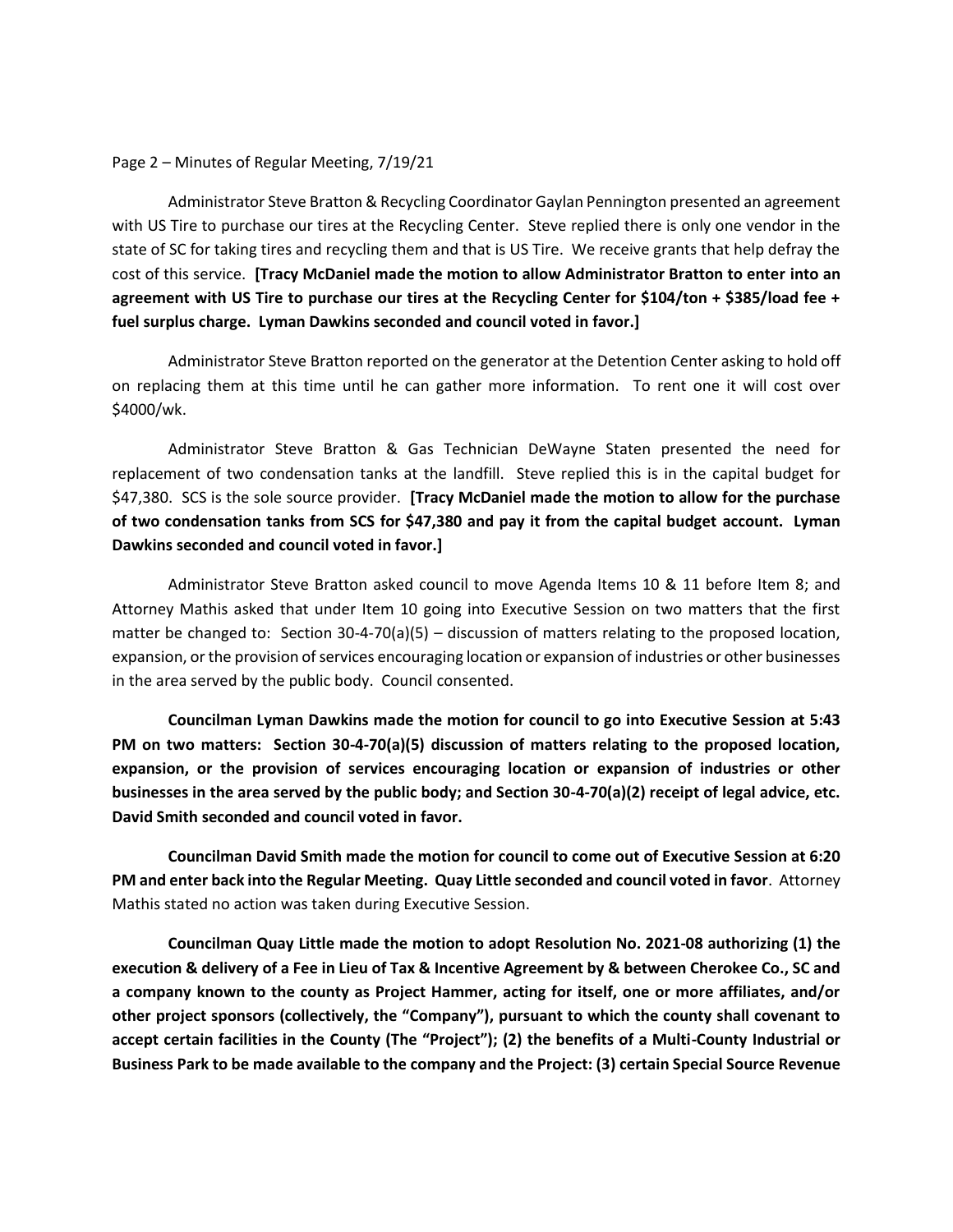Page 2 – Minutes of Regular Meeting, 7/19/21

Administrator Steve Bratton & Recycling Coordinator Gaylan Pennington presented an agreement with US Tire to purchase our tires at the Recycling Center. Steve replied there is only one vendor in the state of SC for taking tires and recycling them and that is US Tire. We receive grants that help defray the cost of this service. **[Tracy McDaniel made the motion to allow Administrator Bratton to enter into an agreement with US Tire to purchase our tires at the Recycling Center for $104/ton + $385/load fee + fuel surplus charge. Lyman Dawkins seconded and council voted in favor.]**

Administrator Steve Bratton reported on the generator at the Detention Center asking to hold off on replacing them at this time until he can gather more information. To rent one it will cost over $4000/wk.

Administrator Steve Bratton & Gas Technician DeWayne Staten presented the need for replacement of two condensation tanks at the landfill. Steve replied this is in the capital budget for $47,380. SCS is the sole source provider. **[Tracy McDaniel made the motion to allow for the purchase of two condensation tanks from SCS for $47,380 and pay it from the capital budget account. Lyman Dawkins seconded and council voted in favor.]**

Administrator Steve Bratton asked council to move Agenda Items 10 & 11 before Item 8; and Attorney Mathis asked that under Item 10 going into Executive Session on two matters that the first matter be changed to: Section 30-4-70(a)(5) – discussion of matters relating to the proposed location, expansion, or the provision of services encouraging location or expansion of industries or other businesses in the area served by the public body. Council consented.

**Councilman Lyman Dawkins made the motion for council to go into Executive Session at 5:43 PM on two matters: Section 30-4-70(a)(5) discussion of matters relating to the proposed location, expansion, or the provision of services encouraging location or expansion of industries or other businesses in the area served by the public body; and Section 30-4-70(a)(2) receipt of legal advice, etc. David Smith seconded and council voted in favor.**

**Councilman David Smith made the motion for council to come out of Executive Session at 6:20 PM and enter back into the Regular Meeting. Quay Little seconded and council voted in favor**. Attorney Mathis stated no action was taken during Executive Session.

**Councilman Quay Little made the motion to adopt Resolution No. 2021-08 authorizing (1) the execution & delivery of a Fee in Lieu of Tax & Incentive Agreement by & between Cherokee Co., SC and a company known to the county as Project Hammer, acting for itself, one or more affiliates, and/or other project sponsors (collectively, the "Company"), pursuant to which the county shall covenant to accept certain facilities in the County (The "Project"); (2) the benefits of a Multi-County Industrial or Business Park to be made available to the company and the Project: (3) certain Special Source Revenue**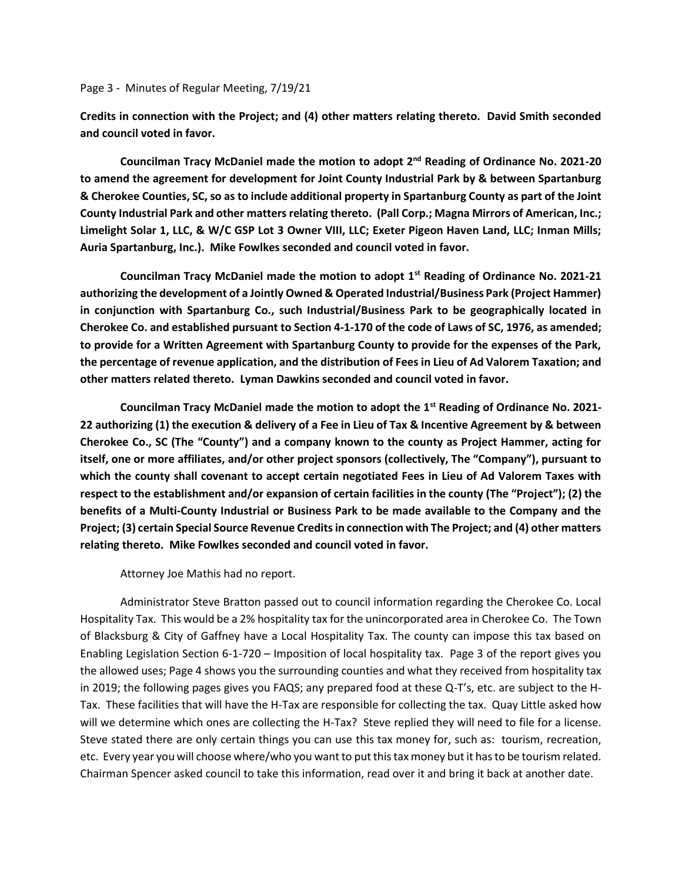**Credits in connection with the Project; and (4) other matters relating thereto. David Smith seconded and council voted in favor.**

**Councilman Tracy McDaniel made the motion to adopt 2nd Reading of Ordinance No. 2021-20 to amend the agreement for development for Joint County Industrial Park by & between Spartanburg & Cherokee Counties, SC, so as to include additional property in Spartanburg County as part of the Joint County Industrial Park and other matters relating thereto. (Pall Corp.; Magna Mirrors of American, Inc.; Limelight Solar 1, LLC, & W/C GSP Lot 3 Owner VIII, LLC; Exeter Pigeon Haven Land, LLC; Inman Mills; Auria Spartanburg, Inc.). Mike Fowlkes seconded and council voted in favor.**

**Councilman Tracy McDaniel made the motion to adopt 1st Reading of Ordinance No. 2021-21 authorizing the development of a Jointly Owned & Operated Industrial/Business Park (Project Hammer) in conjunction with Spartanburg Co., such Industrial/Business Park to be geographically located in Cherokee Co. and established pursuant to Section 4-1-170 of the code of Laws of SC, 1976, as amended; to provide for a Written Agreement with Spartanburg County to provide for the expenses of the Park, the percentage of revenue application, and the distribution of Fees in Lieu of Ad Valorem Taxation; and other matters related thereto. Lyman Dawkins seconded and council voted in favor.**

**Councilman Tracy McDaniel made the motion to adopt the 1st Reading of Ordinance No. 2021-22 authorizing (1) the execution & delivery of a Fee in Lieu of Tax & Incentive Agreement by & between Cherokee Co., SC (The "County") and a company known to the county as Project Hammer, acting for itself, one or more affiliates, and/or other project sponsors (collectively, The "Company"), pursuant to which the county shall covenant to accept certain negotiated Fees in Lieu of Ad Valorem Taxes with respect to the establishment and/or expansion of certain facilities in the county (The "Project"); (2) the benefits of a Multi-County Industrial or Business Park to be made available to the Company and the Project; (3) certain Special Source Revenue Credits in connection with The Project; and (4) other matters relating thereto. Mike Fowlkes seconded and council voted in favor.**

Attorney Joe Mathis had no report.

Administrator Steve Bratton passed out to council information regarding the Cherokee Co. Local Hospitality Tax. This would be a 2% hospitality tax for the unincorporated area in Cherokee Co. The Town of Blacksburg & City of Gaffney have a Local Hospitality Tax. The county can impose this tax based on Enabling Legislation Section 6-1-720 – Imposition of local hospitality tax. Page 3 of the report gives you the allowed uses; Page 4 shows you the surrounding counties and what they received from hospitality tax in 2019; the following pages gives you FAQS; any prepared food at these Q-T's, etc. are subject to the H-Tax. These facilities that will have the H-Tax are responsible for collecting the tax. Quay Little asked how will we determine which ones are collecting the H-Tax? Steve replied they will need to file for a license. Steve stated there are only certain things you can use this tax money for, such as: tourism, recreation, etc. Every year you will choose where/who you want to put this tax money but it has to be tourism related. Chairman Spencer asked council to take this information, read over it and bring it back at another date.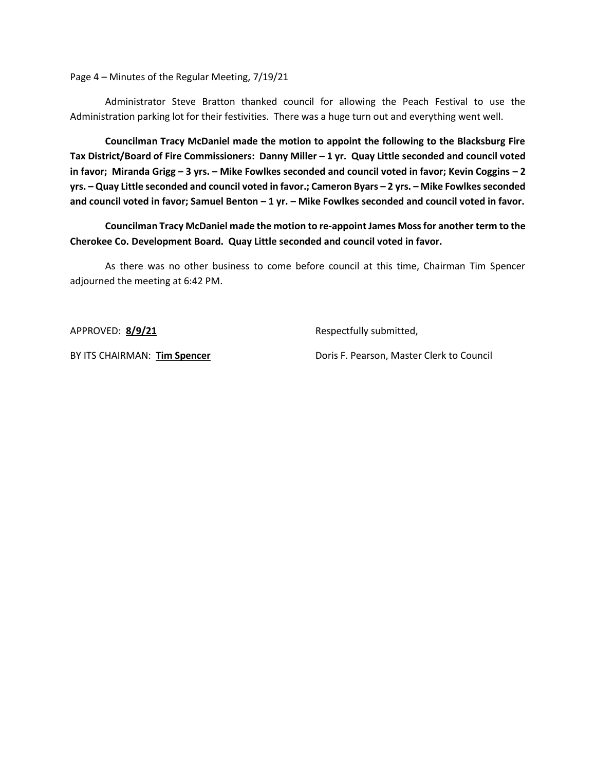Page 4 – Minutes of the Regular Meeting, 7/19/21

Administrator Steve Bratton thanked council for allowing the Peach Festival to use the Administration parking lot for their festivities. There was a huge turn out and everything went well.

**Councilman Tracy McDaniel made the motion to appoint the following to the Blacksburg Fire Tax District/Board of Fire Commissioners: Danny Miller – 1 yr. Quay Little seconded and council voted in favor; Miranda Grigg – 3 yrs. – Mike Fowlkes seconded and council voted in favor; Kevin Coggins – 2 yrs. – Quay Little seconded and council voted in favor.; Cameron Byars – 2 yrs. – Mike Fowlkes seconded and council voted in favor; Samuel Benton – 1 yr. – Mike Fowlkes seconded and council voted in favor.**

**Councilman Tracy McDaniel made the motion to re-appoint James Moss for another term to the Cherokee Co. Development Board. Quay Little seconded and council voted in favor.**

As there was no other business to come before council at this time, Chairman Tim Spencer adjourned the meeting at 6:42 PM.

APPROVED: **8/9/21**

BY ITS CHAIRMAN: **Tim Spencer**

Respectfully submitted,

Doris F. Pearson, Master Clerk to Council